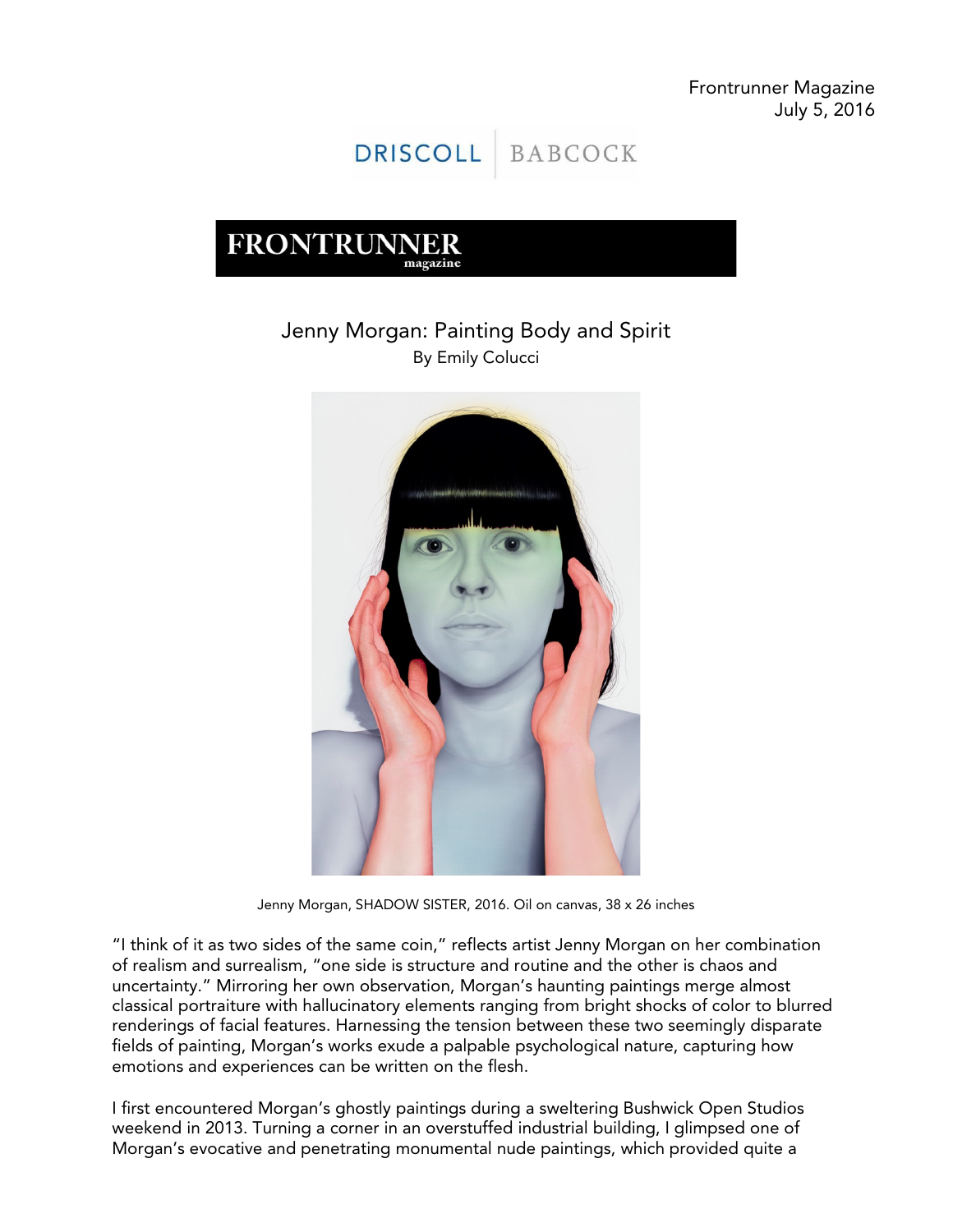Frontrunner Magazine
July 5, 2016

DRISCOLL | BABCOCK

FRONTRUNNER magazine

# Jenny Morgan: Painting Body and Spirit

By Emily Colucci

Jenny Morgan, SHADOW SISTER, 2016. Oil on canvas, 38 x 26 inches

"I think of it as two sides of the same coin," reflects artist Jenny Morgan on her combination of realism and surrealism, "one side is structure and routine and the other is chaos and uncertainty." Mirroring her own observation, Morgan's haunting paintings merge almost classical portraiture with hallucinatory elements ranging from bright shocks of color to blurred renderings of facial features. Harnessing the tension between these two seemingly disparate fields of painting, Morgan's works exude a palpable psychological nature, capturing how emotions and experiences can be written on the flesh.

I first encountered Morgan's ghostly paintings during a sweltering Bushwick Open Studios weekend in 2013. Turning a corner in an overstuffed industrial building, I glimpsed one of Morgan's evocative and penetrating monumental nude paintings, which provided quite a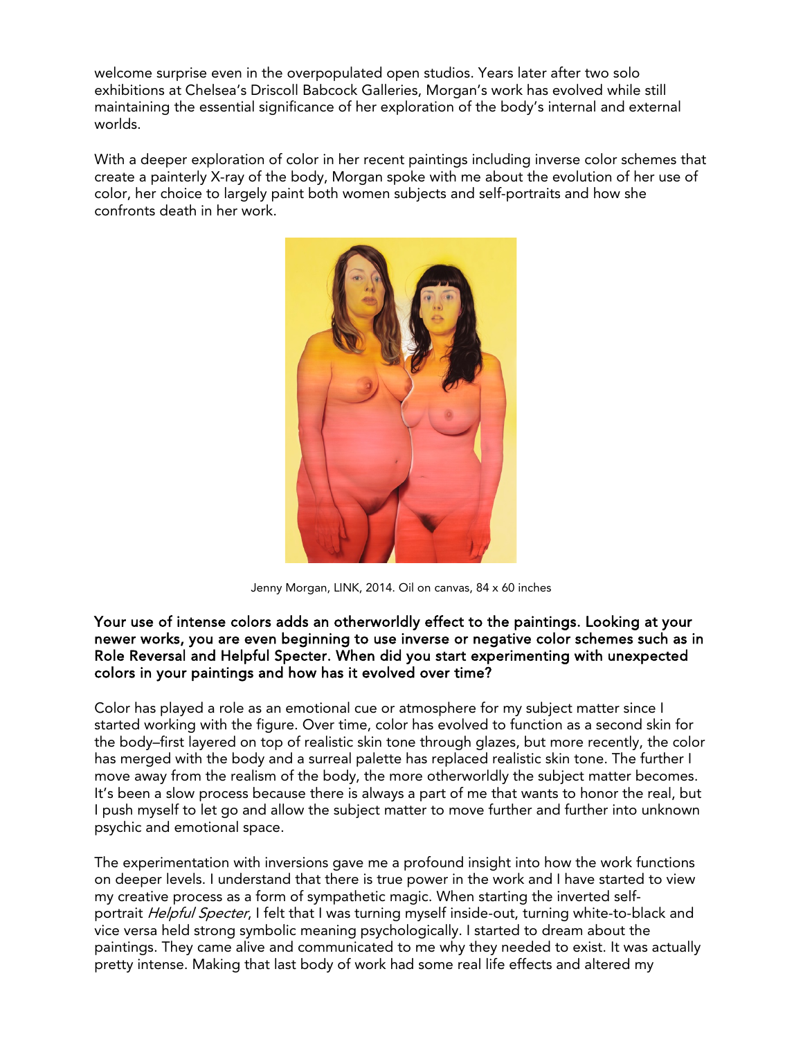welcome surprise even in the overpopulated open studios. Years later after two solo exhibitions at Chelsea's Driscoll Babcock Galleries, Morgan's work has evolved while still maintaining the essential significance of her exploration of the body's internal and external worlds.

With a deeper exploration of color in her recent paintings including inverse color schemes that create a painterly X-ray of the body, Morgan spoke with me about the evolution of her use of color, her choice to largely paint both women subjects and self-portraits and how she confronts death in her work.

Jenny Morgan, LINK, 2014. Oil on canvas, 84 x 60 inches

**Your use of intense colors adds an otherworldly effect to the paintings. Looking at your newer works, you are even beginning to use inverse or negative color schemes such as in Role Reversal and Helpful Specter. When did you start experimenting with unexpected colors in your paintings and how has it evolved over time?**

Color has played a role as an emotional cue or atmosphere for my subject matter since I started working with the figure. Over time, color has evolved to function as a second skin for the body–first layered on top of realistic skin tone through glazes, but more recently, the color has merged with the body and a surreal palette has replaced realistic skin tone. The further I move away from the realism of the body, the more otherworldly the subject matter becomes. It's been a slow process because there is always a part of me that wants to honor the real, but I push myself to let go and allow the subject matter to move further and further into unknown psychic and emotional space.

The experimentation with inversions gave me a profound insight into how the work functions on deeper levels. I understand that there is true power in the work and I have started to view my creative process as a form of sympathetic magic. When starting the inverted self-portrait *Helpful Specter*, I felt that I was turning myself inside-out, turning white-to-black and vice versa held strong symbolic meaning psychologically. I started to dream about the paintings. They came alive and communicated to me why they needed to exist. It was actually pretty intense. Making that last body of work had some real life effects and altered my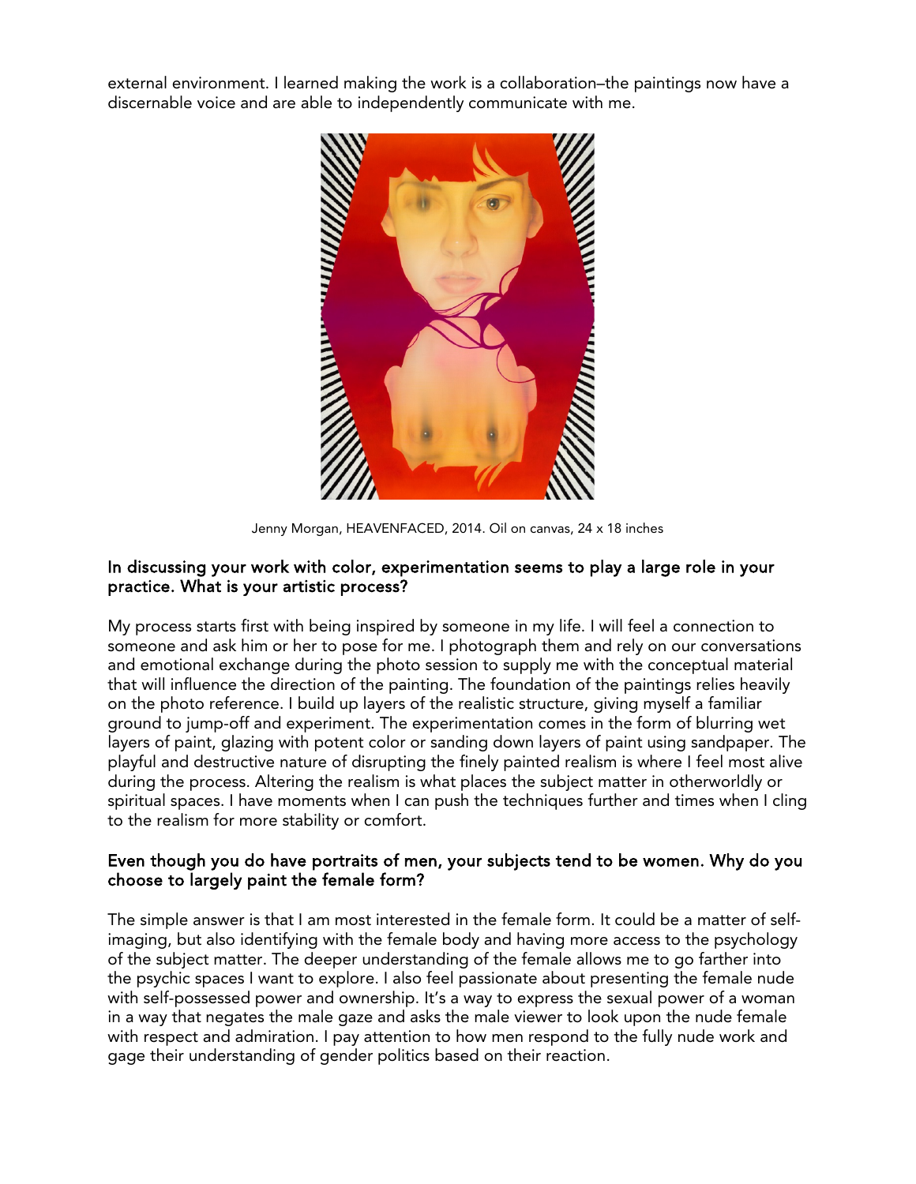external environment. I learned making the work is a collaboration–the paintings now have a discernable voice and are able to independently communicate with me.

Jenny Morgan, HEAVENFACED, 2014. Oil on canvas, 24 x 18 inches

### In discussing your work with color, experimentation seems to play a large role in your practice. What is your artistic process?

My process starts first with being inspired by someone in my life. I will feel a connection to someone and ask him or her to pose for me. I photograph them and rely on our conversations and emotional exchange during the photo session to supply me with the conceptual material that will influence the direction of the painting. The foundation of the paintings relies heavily on the photo reference. I build up layers of the realistic structure, giving myself a familiar ground to jump-off and experiment. The experimentation comes in the form of blurring wet layers of paint, glazing with potent color or sanding down layers of paint using sandpaper. The playful and destructive nature of disrupting the finely painted realism is where I feel most alive during the process. Altering the realism is what places the subject matter in otherworldly or spiritual spaces. I have moments when I can push the techniques further and times when I cling to the realism for more stability or comfort.

### Even though you do have portraits of men, your subjects tend to be women. Why do you choose to largely paint the female form?

The simple answer is that I am most interested in the female form. It could be a matter of self-imaging, but also identifying with the female body and having more access to the psychology of the subject matter. The deeper understanding of the female allows me to go farther into the psychic spaces I want to explore. I also feel passionate about presenting the female nude with self-possessed power and ownership. It's a way to express the sexual power of a woman in a way that negates the male gaze and asks the male viewer to look upon the nude female with respect and admiration. I pay attention to how men respond to the fully nude work and gage their understanding of gender politics based on their reaction.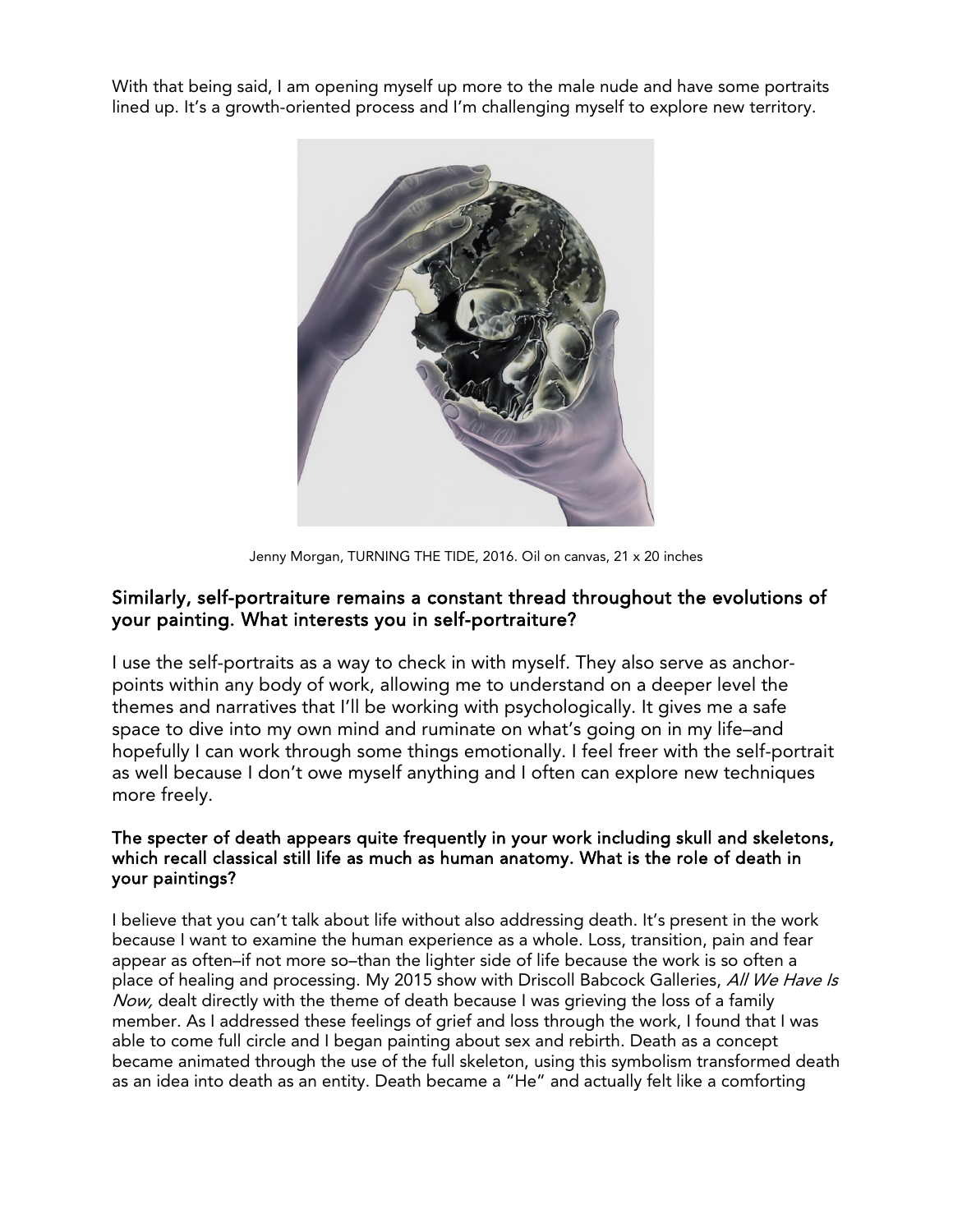With that being said, I am opening myself up more to the male nude and have some portraits lined up. It's a growth-oriented process and I'm challenging myself to explore new territory.

Jenny Morgan, TURNING THE TIDE, 2016. Oil on canvas, 21 x 20 inches

## Similarly, self-portraiture remains a constant thread throughout the evolutions of your painting. What interests you in self-portraiture?

I use the self-portraits as a way to check in with myself. They also serve as anchor-points within any body of work, allowing me to understand on a deeper level the themes and narratives that I'll be working with psychologically. It gives me a safe space to dive into my own mind and ruminate on what's going on in my life–and hopefully I can work through some things emotionally. I feel freer with the self-portrait as well because I don't owe myself anything and I often can explore new techniques more freely.

### The specter of death appears quite frequently in your work including skull and skeletons, which recall classical still life as much as human anatomy. What is the role of death in your paintings?

I believe that you can't talk about life without also addressing death. It's present in the work because I want to examine the human experience as a whole. Loss, transition, pain and fear appear as often–if not more so–than the lighter side of life because the work is so often a place of healing and processing. My 2015 show with Driscoll Babcock Galleries, *All We Have Is Now,* dealt directly with the theme of death because I was grieving the loss of a family member. As I addressed these feelings of grief and loss through the work, I found that I was able to come full circle and I began painting about sex and rebirth. Death as a concept became animated through the use of the full skeleton, using this symbolism transformed death as an idea into death as an entity. Death became a "He" and actually felt like a comforting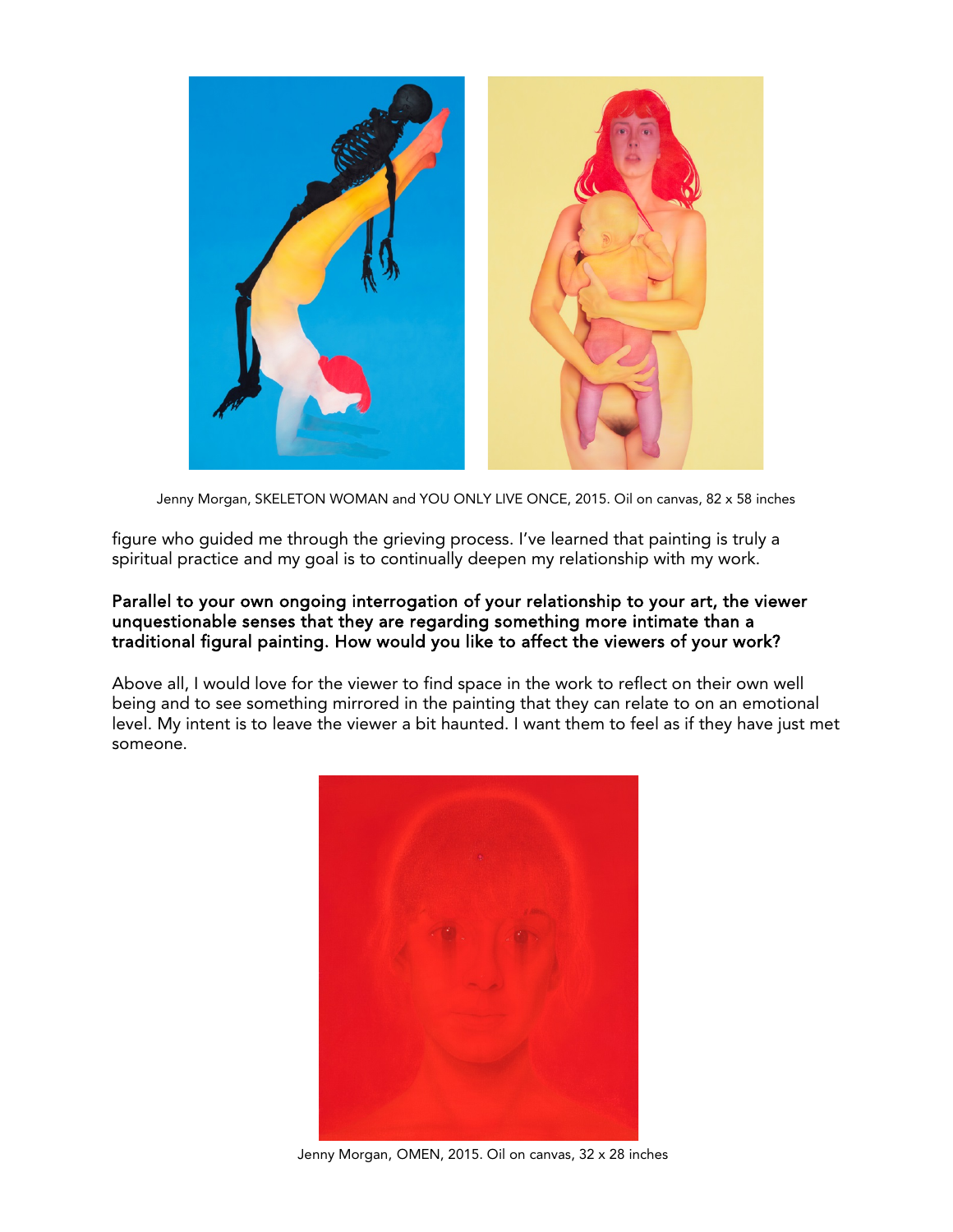Jenny Morgan, SKELETON WOMAN and YOU ONLY LIVE ONCE, 2015. Oil on canvas, 82 x 58 inches

figure who guided me through the grieving process. I've learned that painting is truly a spiritual practice and my goal is to continually deepen my relationship with my work.

**Parallel to your own ongoing interrogation of your relationship to your art, the viewer unquestionable senses that they are regarding something more intimate than a traditional figural painting. How would you like to affect the viewers of your work?**

Above all, I would love for the viewer to find space in the work to reflect on their own well being and to see something mirrored in the painting that they can relate to on an emotional level. My intent is to leave the viewer a bit haunted. I want them to feel as if they have just met someone.

Jenny Morgan, OMEN, 2015. Oil on canvas, 32 x 28 inches